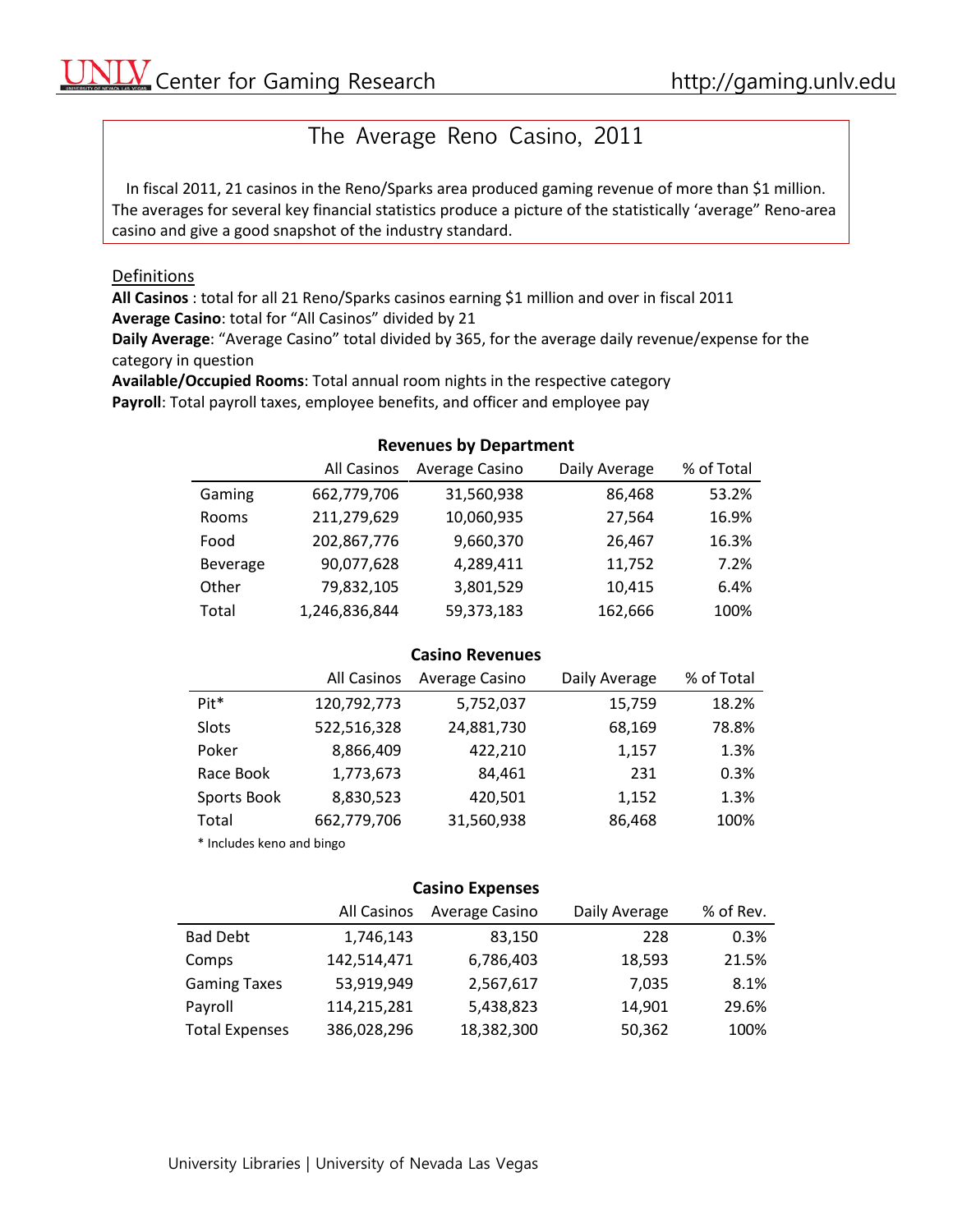# The Average Reno Casino, 2011

In fiscal 2011, 21 casinos in the Reno/Sparks area produced gaming revenue of more than $1 million. The averages for several key financial statistics produce a picture of the statistically 'average" Reno-area casino and give a good snapshot of the industry standard.

## Definitions

**All Casinos** : total for all 21 Reno/Sparks casinos earning $1 million and over in fiscal 2011
**Average Casino**: total for "All Casinos" divided by 21
**Daily Average**: "Average Casino" total divided by 365, for the average daily revenue/expense for the category in question
**Available/Occupied Rooms**: Total annual room nights in the respective category
**Payroll**: Total payroll taxes, employee benefits, and officer and employee pay

### Revenues by Department

| | All Casinos | Average Casino | Daily Average | % of Total |
|---|---|---|---|---|
| Gaming | 662,779,706 | 31,560,938 | 86,468 | 53.2% |
| Rooms | 211,279,629 | 10,060,935 | 27,564 | 16.9% |
| Food | 202,867,776 | 9,660,370 | 26,467 | 16.3% |
| Beverage | 90,077,628 | 4,289,411 | 11,752 | 7.2% |
| Other | 79,832,105 | 3,801,529 | 10,415 | 6.4% |
| Total | 1,246,836,844 | 59,373,183 | 162,666 | 100% |

### Casino Revenues

| | All Casinos | Average Casino | Daily Average | % of Total |
|---|---|---|---|---|
| Pit* | 120,792,773 | 5,752,037 | 15,759 | 18.2% |
| Slots | 522,516,328 | 24,881,730 | 68,169 | 78.8% |
| Poker | 8,866,409 | 422,210 | 1,157 | 1.3% |
| Race Book | 1,773,673 | 84,461 | 231 | 0.3% |
| Sports Book | 8,830,523 | 420,501 | 1,152 | 1.3% |
| Total | 662,779,706 | 31,560,938 | 86,468 | 100% |

\* Includes keno and bingo

### Casino Expenses

| | All Casinos | Average Casino | Daily Average | % of Rev. |
|---|---|---|---|---|
| Bad Debt | 1,746,143 | 83,150 | 228 | 0.3% |
| Comps | 142,514,471 | 6,786,403 | 18,593 | 21.5% |
| Gaming Taxes | 53,919,949 | 2,567,617 | 7,035 | 8.1% |
| Payroll | 114,215,281 | 5,438,823 | 14,901 | 29.6% |
| Total Expenses | 386,028,296 | 18,382,300 | 50,362 | 100% |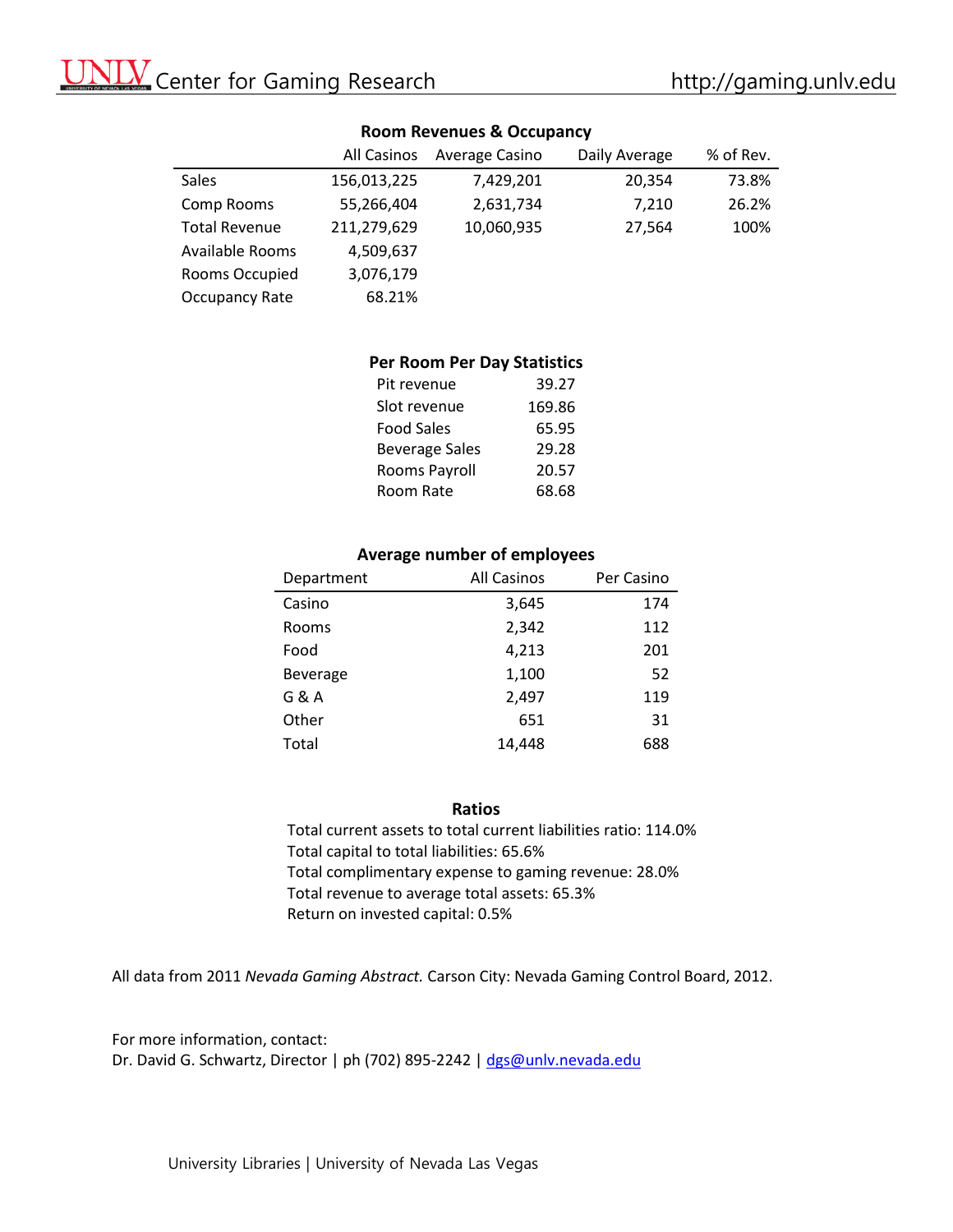### Room Revenues & Occupancy

| | All Casinos | Average Casino | Daily Average | % of Rev. |
|---|---|---|---|---|
| Sales | 156,013,225 | 7,429,201 | 20,354 | 73.8% |
| Comp Rooms | 55,266,404 | 2,631,734 | 7,210 | 26.2% |
| Total Revenue | 211,279,629 | 10,060,935 | 27,564 | 100% |
| Available Rooms | 4,509,637 | | | |
| Rooms Occupied | 3,076,179 | | | |
| Occupancy Rate | 68.21% | | | |

### Per Room Per Day Statistics

| | |
|---|---|
| Pit revenue | 39.27 |
| Slot revenue | 169.86 |
| Food Sales | 65.95 |
| Beverage Sales | 29.28 |
| Rooms Payroll | 20.57 |
| Room Rate | 68.68 |

### Average number of employees

| Department | All Casinos | Per Casino |
|---|---|---|
| Casino | 3,645 | 174 |
| Rooms | 2,342 | 112 |
| Food | 4,213 | 201 |
| Beverage | 1,100 | 52 |
| G & A | 2,497 | 119 |
| Other | 651 | 31 |
| Total | 14,448 | 688 |

### Ratios

Total current assets to total current liabilities ratio: 114.0%
Total capital to total liabilities: 65.6%
Total complimentary expense to gaming revenue: 28.0%
Total revenue to average total assets: 65.3%
Return on invested capital: 0.5%

All data from 2011 *Nevada Gaming Abstract.* Carson City: Nevada Gaming Control Board, 2012.

For more information, contact:
Dr. David G. Schwartz, Director | ph (702) 895-2242 | dgs@unlv.nevada.edu